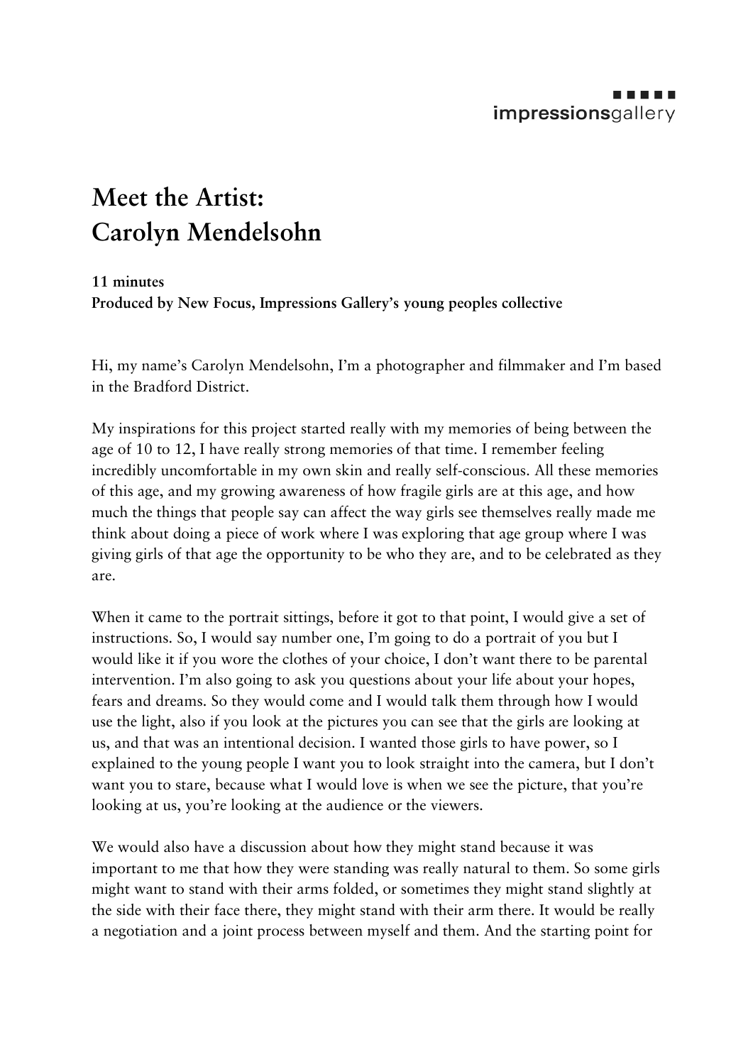# Meet the Artist: Carolyn Mendelsohn

**11 minutes**
**Produced by New Focus, Impressions Gallery's young peoples collective**

Hi, my name's Carolyn Mendelsohn, I'm a photographer and filmmaker and I'm based in the Bradford District.

My inspirations for this project started really with my memories of being between the age of 10 to 12, I have really strong memories of that time. I remember feeling incredibly uncomfortable in my own skin and really self-conscious. All these memories of this age, and my growing awareness of how fragile girls are at this age, and how much the things that people say can affect the way girls see themselves really made me think about doing a piece of work where I was exploring that age group where I was giving girls of that age the opportunity to be who they are, and to be celebrated as they are.

When it came to the portrait sittings, before it got to that point, I would give a set of instructions. So, I would say number one, I'm going to do a portrait of you but I would like it if you wore the clothes of your choice, I don't want there to be parental intervention. I'm also going to ask you questions about your life about your hopes, fears and dreams. So they would come and I would talk them through how I would use the light, also if you look at the pictures you can see that the girls are looking at us, and that was an intentional decision. I wanted those girls to have power, so I explained to the young people I want you to look straight into the camera, but I don't want you to stare, because what I would love is when we see the picture, that you're looking at us, you're looking at the audience or the viewers.

We would also have a discussion about how they might stand because it was important to me that how they were standing was really natural to them. So some girls might want to stand with their arms folded, or sometimes they might stand slightly at the side with their face there, they might stand with their arm there. It would be really a negotiation and a joint process between myself and them. And the starting point for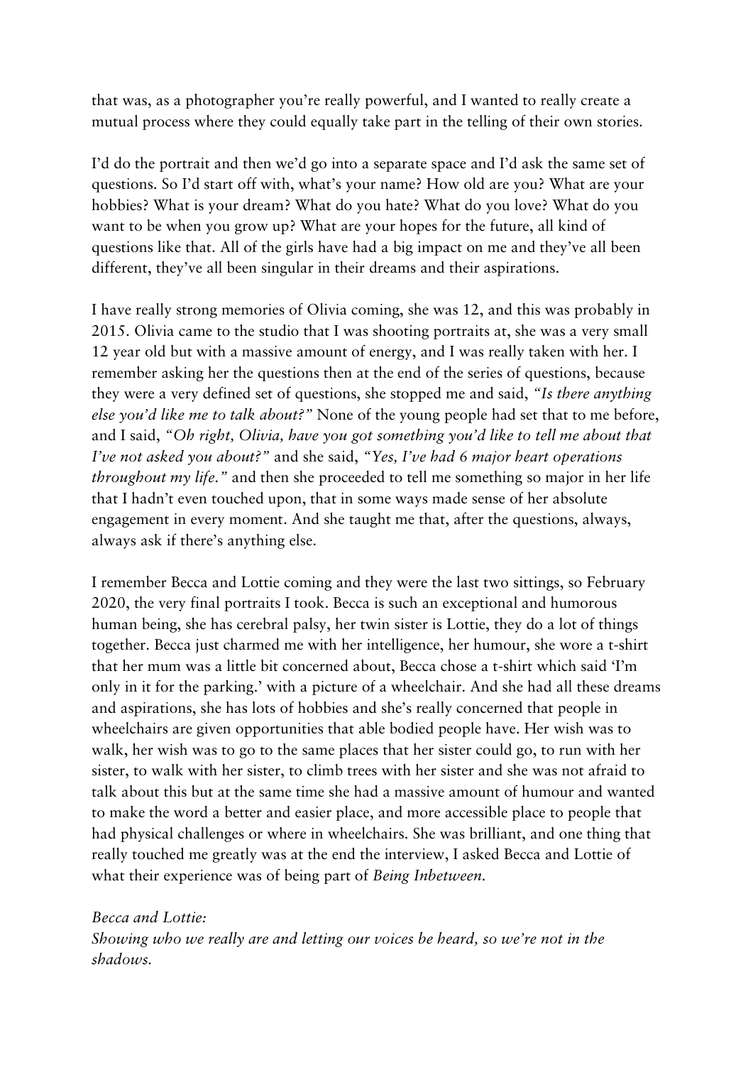that was, as a photographer you're really powerful, and I wanted to really create a mutual process where they could equally take part in the telling of their own stories.

I'd do the portrait and then we'd go into a separate space and I'd ask the same set of questions. So I'd start off with, what's your name? How old are you? What are your hobbies? What is your dream? What do you hate? What do you love? What do you want to be when you grow up? What are your hopes for the future, all kind of questions like that. All of the girls have had a big impact on me and they've all been different, they've all been singular in their dreams and their aspirations.

I have really strong memories of Olivia coming, she was 12, and this was probably in 2015. Olivia came to the studio that I was shooting portraits at, she was a very small 12 year old but with a massive amount of energy, and I was really taken with her. I remember asking her the questions then at the end of the series of questions, because they were a very defined set of questions, she stopped me and said, *"Is there anything else you'd like me to talk about?"* None of the young people had set that to me before, and I said, *"Oh right, Olivia, have you got something you'd like to tell me about that I've not asked you about?"* and she said, *"Yes, I've had 6 major heart operations throughout my life."* and then she proceeded to tell me something so major in her life that I hadn't even touched upon, that in some ways made sense of her absolute engagement in every moment. And she taught me that, after the questions, always, always ask if there's anything else.

I remember Becca and Lottie coming and they were the last two sittings, so February 2020, the very final portraits I took. Becca is such an exceptional and humorous human being, she has cerebral palsy, her twin sister is Lottie, they do a lot of things together. Becca just charmed me with her intelligence, her humour, she wore a t-shirt that her mum was a little bit concerned about, Becca chose a t-shirt which said 'I'm only in it for the parking.' with a picture of a wheelchair. And she had all these dreams and aspirations, she has lots of hobbies and she's really concerned that people in wheelchairs are given opportunities that able bodied people have. Her wish was to walk, her wish was to go to the same places that her sister could go, to run with her sister, to walk with her sister, to climb trees with her sister and she was not afraid to talk about this but at the same time she had a massive amount of humour and wanted to make the word a better and easier place, and more accessible place to people that had physical challenges or where in wheelchairs. She was brilliant, and one thing that really touched me greatly was at the end the interview, I asked Becca and Lottie of what their experience was of being part of *Being Inbetween.*

*Becca and Lottie:*
*Showing who we really are and letting our voices be heard, so we're not in the shadows.*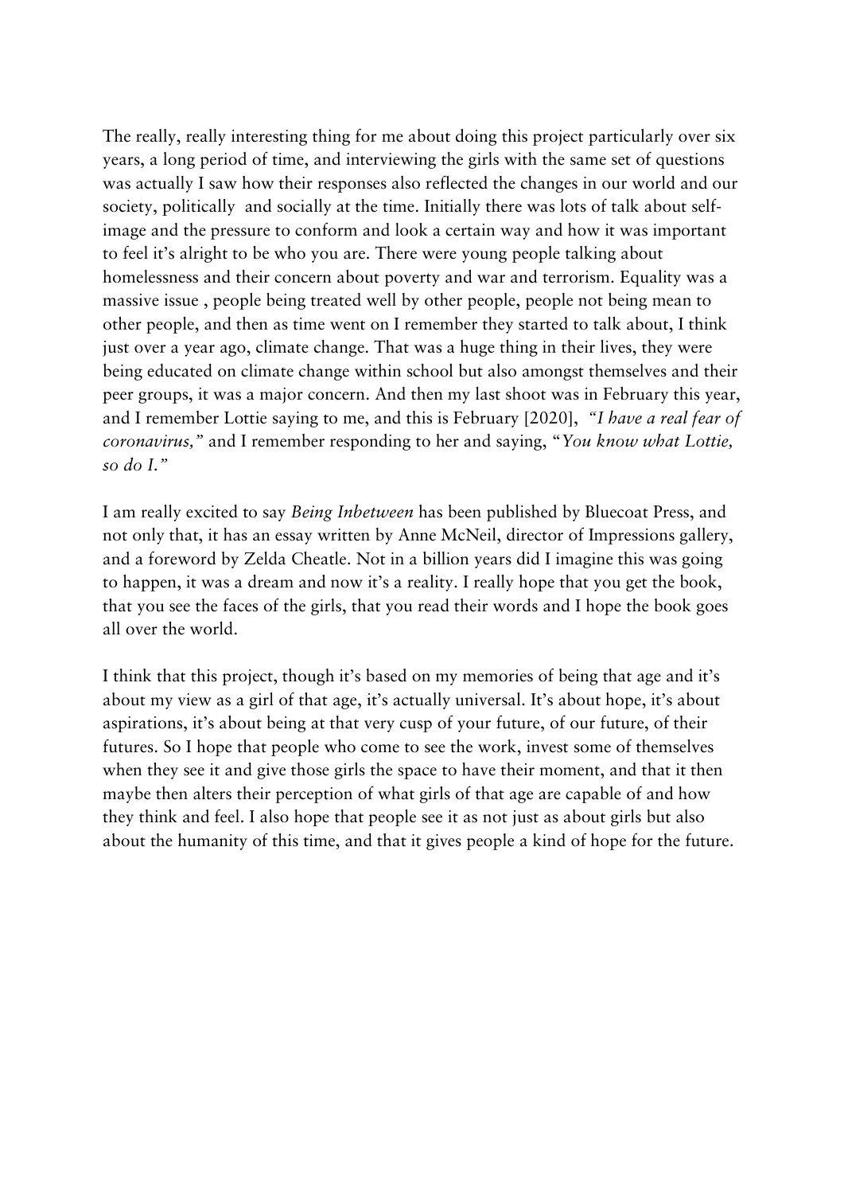The really, really interesting thing for me about doing this project particularly over six years, a long period of time, and interviewing the girls with the same set of questions was actually I saw how their responses also reflected the changes in our world and our society, politically and socially at the time. Initially there was lots of talk about self-image and the pressure to conform and look a certain way and how it was important to feel it's alright to be who you are. There were young people talking about homelessness and their concern about poverty and war and terrorism. Equality was a massive issue , people being treated well by other people, people not being mean to other people, and then as time went on I remember they started to talk about, I think just over a year ago, climate change. That was a huge thing in their lives, they were being educated on climate change within school but also amongst themselves and their peer groups, it was a major concern. And then my last shoot was in February this year, and I remember Lottie saying to me, and this is February [2020], *"I have a real fear of coronavirus,"* and I remember responding to her and saying, "*You know what Lottie, so do I.*"

I am really excited to say *Being Inbetween* has been published by Bluecoat Press, and not only that, it has an essay written by Anne McNeil, director of Impressions gallery, and a foreword by Zelda Cheatle. Not in a billion years did I imagine this was going to happen, it was a dream and now it's a reality. I really hope that you get the book, that you see the faces of the girls, that you read their words and I hope the book goes all over the world.

I think that this project, though it's based on my memories of being that age and it's about my view as a girl of that age, it's actually universal. It's about hope, it's about aspirations, it's about being at that very cusp of your future, of our future, of their futures. So I hope that people who come to see the work, invest some of themselves when they see it and give those girls the space to have their moment, and that it then maybe then alters their perception of what girls of that age are capable of and how they think and feel. I also hope that people see it as not just as about girls but also about the humanity of this time, and that it gives people a kind of hope for the future.